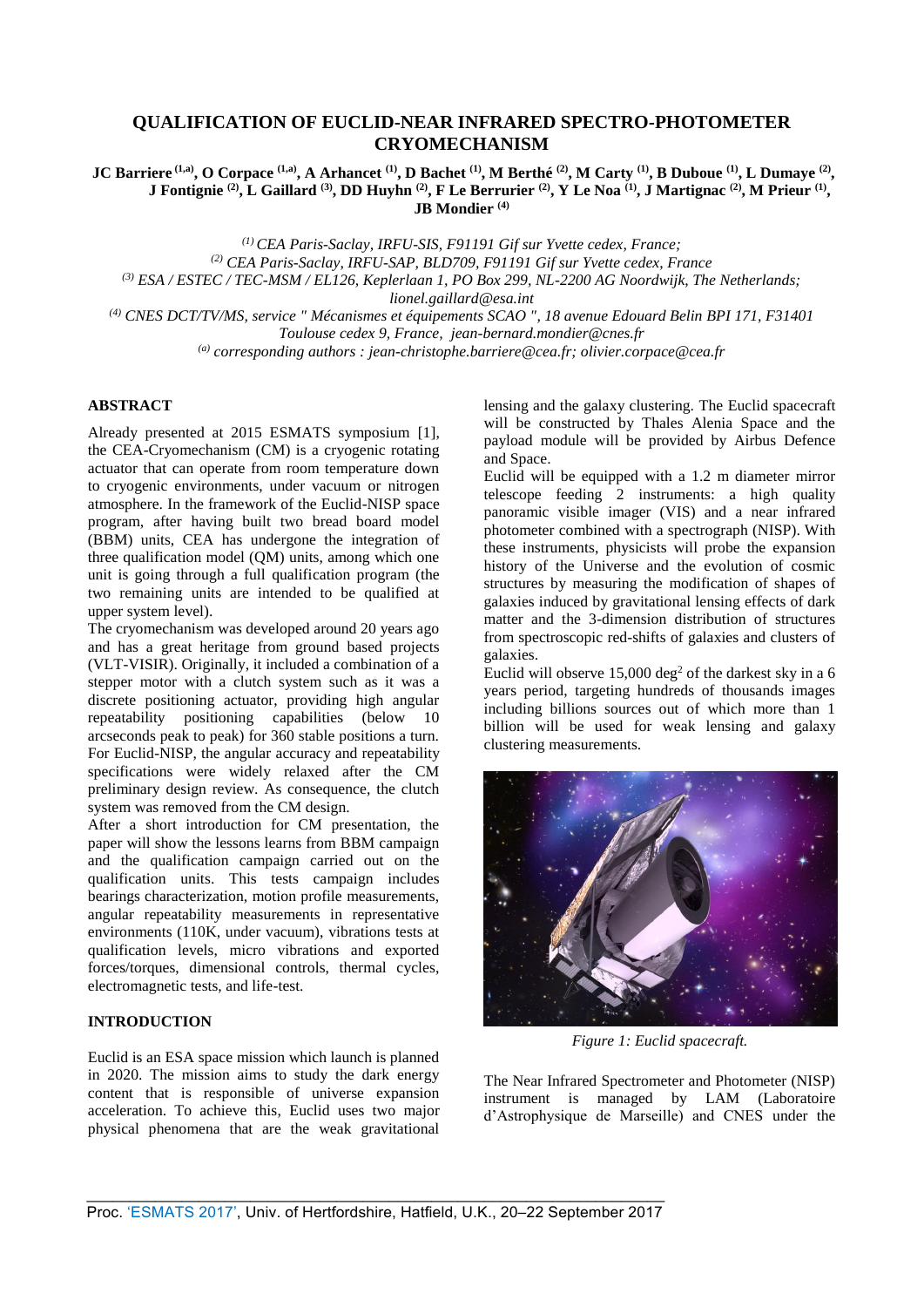# QUALIFICATION OF EUCLID-NEAR INFRARED SPECTRO-PHOTOMETER CRYOMECHANISM

**JC Barriere [1,a], O Corpace [1,a], A Arhancet [1], D Bachet [1], M Berthé [2], M Carty [1], B Duboue [1], L Dumaye [2], J Fontignie [2], L Gaillard [3], DD Huyhn [2], F Le Berrurier [2], Y Le Noa [1], J Martignac [2], M Prieur [1], JB Mondier [4]**

*[1] CEA Paris-Saclay, IRFU-SIS, F91191 Gif sur Yvette cedex, France;*
*[2] CEA Paris-Saclay, IRFU-SAP, BLD709, F91191 Gif sur Yvette cedex, France*
*[3] ESA / ESTEC / TEC-MSM / EL126, Keplerlaan 1, PO Box 299, NL-2200 AG Noordwijk, The Netherlands; lionel.gaillard@esa.int*
*[4] CNES DCT/TV/MS, service " Mécanismes et équipements SCAO ", 18 avenue Edouard Belin BPI 171, F31401 Toulouse cedex 9, France, jean-bernard.mondier@cnes.fr*
*[a] corresponding authors : jean-christophe.barriere@cea.fr; olivier.corpace@cea.fr*

## ABSTRACT

Already presented at 2015 ESMATS symposium [1], the CEA-Cryomechanism (CM) is a cryogenic rotating actuator that can operate from room temperature down to cryogenic environments, under vacuum or nitrogen atmosphere. In the framework of the Euclid-NISP space program, after having built two bread board model (BBM) units, CEA has undergone the integration of three qualification model (QM) units, among which one unit is going through a full qualification program (the two remaining units are intended to be qualified at upper system level).

The cryomechanism was developed around 20 years ago and has a great heritage from ground based projects (VLT-VISIR). Originally, it included a combination of a stepper motor with a clutch system such as it was a discrete positioning actuator, providing high angular repeatability positioning capabilities (below 10 arcseconds peak to peak) for 360 stable positions a turn. For Euclid-NISP, the angular accuracy and repeatability specifications were widely relaxed after the CM preliminary design review. As consequence, the clutch system was removed from the CM design.

After a short introduction for CM presentation, the paper will show the lessons learns from BBM campaign and the qualification campaign carried out on the qualification units. This tests campaign includes bearings characterization, motion profile measurements, angular repeatability measurements in representative environments (110K, under vacuum), vibrations tests at qualification levels, micro vibrations and exported forces/torques, dimensional controls, thermal cycles, electromagnetic tests, and life-test.

## INTRODUCTION

Euclid is an ESA space mission which launch is planned in 2020. The mission aims to study the dark energy content that is responsible of universe expansion acceleration. To achieve this, Euclid uses two major physical phenomena that are the weak gravitational lensing and the galaxy clustering. The Euclid spacecraft will be constructed by Thales Alenia Space and the payload module will be provided by Airbus Defence and Space.

Euclid will be equipped with a 1.2 m diameter mirror telescope feeding 2 instruments: a high quality panoramic visible imager (VIS) and a near infrared photometer combined with a spectrograph (NISP). With these instruments, physicists will probe the expansion history of the Universe and the evolution of cosmic structures by measuring the modification of shapes of galaxies induced by gravitational lensing effects of dark matter and the 3-dimension distribution of structures from spectroscopic red-shifts of galaxies and clusters of galaxies.

Euclid will observe 15,000 deg$^2$ of the darkest sky in a 6 years period, targeting hundreds of thousands images including billions sources out of which more than 1 billion will be used for weak lensing and galaxy clustering measurements.

*Figure 1: Euclid spacecraft.*

The Near Infrared Spectrometer and Photometer (NISP) instrument is managed by LAM (Laboratoire d'Astrophysique de Marseille) and CNES under the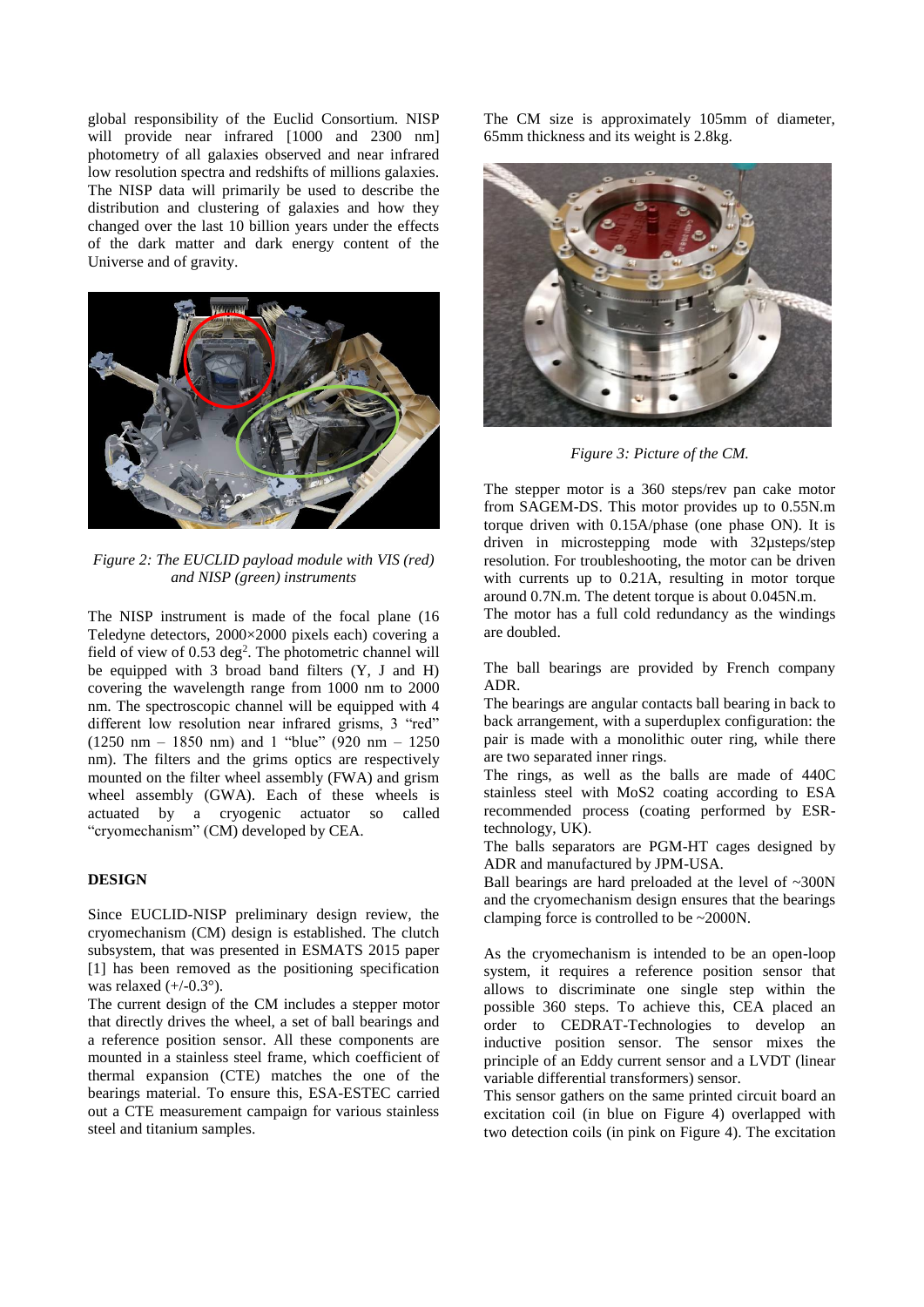global responsibility of the Euclid Consortium. NISP will provide near infrared [1000 and 2300 nm] photometry of all galaxies observed and near infrared low resolution spectra and redshifts of millions galaxies. The NISP data will primarily be used to describe the distribution and clustering of galaxies and how they changed over the last 10 billion years under the effects of the dark matter and dark energy content of the Universe and of gravity.

*Figure 2: The EUCLID payload module with VIS (red) and NISP (green) instruments*

The NISP instrument is made of the focal plane (16 Teledyne detectors, 2000×2000 pixels each) covering a field of view of 0.53 deg$^2$. The photometric channel will be equipped with 3 broad band filters (Y, J and H) covering the wavelength range from 1000 nm to 2000 nm. The spectroscopic channel will be equipped with 4 different low resolution near infrared grisms, 3 "red" (1250 nm – 1850 nm) and 1 "blue" (920 nm – 1250 nm). The filters and the grims optics are respectively mounted on the filter wheel assembly (FWA) and grism wheel assembly (GWA). Each of these wheels is actuated by a cryogenic actuator so called "cryomechanism" (CM) developed by CEA.

## DESIGN

Since EUCLID-NISP preliminary design review, the cryomechanism (CM) design is established. The clutch subsystem, that was presented in ESMATS 2015 paper [1] has been removed as the positioning specification was relaxed (+/-0.3°).

The current design of the CM includes a stepper motor that directly drives the wheel, a set of ball bearings and a reference position sensor. All these components are mounted in a stainless steel frame, which coefficient of thermal expansion (CTE) matches the one of the bearings material. To ensure this, ESA-ESTEC carried out a CTE measurement campaign for various stainless steel and titanium samples.

The CM size is approximately 105mm of diameter, 65mm thickness and its weight is 2.8kg.

*Figure 3: Picture of the CM.*

The stepper motor is a 360 steps/rev pan cake motor from SAGEM-DS. This motor provides up to 0.55N.m torque driven with 0.15A/phase (one phase ON). It is driven in microstepping mode with 32µsteps/step resolution. For troubleshooting, the motor can be driven with currents up to 0.21A, resulting in motor torque around 0.7N.m. The detent torque is about 0.045N.m.

The motor has a full cold redundancy as the windings are doubled.

The ball bearings are provided by French company ADR.

The bearings are angular contacts ball bearing in back to back arrangement, with a superduplex configuration: the pair is made with a monolithic outer ring, while there are two separated inner rings.

The rings, as well as the balls are made of 440C stainless steel with MoS2 coating according to ESA recommended process (coating performed by ESR-technology, UK).

The balls separators are PGM-HT cages designed by ADR and manufactured by JPM-USA.

Ball bearings are hard preloaded at the level of ~300N and the cryomechanism design ensures that the bearings clamping force is controlled to be ~2000N.

As the cryomechanism is intended to be an open-loop system, it requires a reference position sensor that allows to discriminate one single step within the possible 360 steps. To achieve this, CEA placed an order to CEDRAT-Technologies to develop an inductive position sensor. The sensor mixes the principle of an Eddy current sensor and a LVDT (linear variable differential transformers) sensor.

This sensor gathers on the same printed circuit board an excitation coil (in blue on Figure 4) overlapped with two detection coils (in pink on Figure 4). The excitation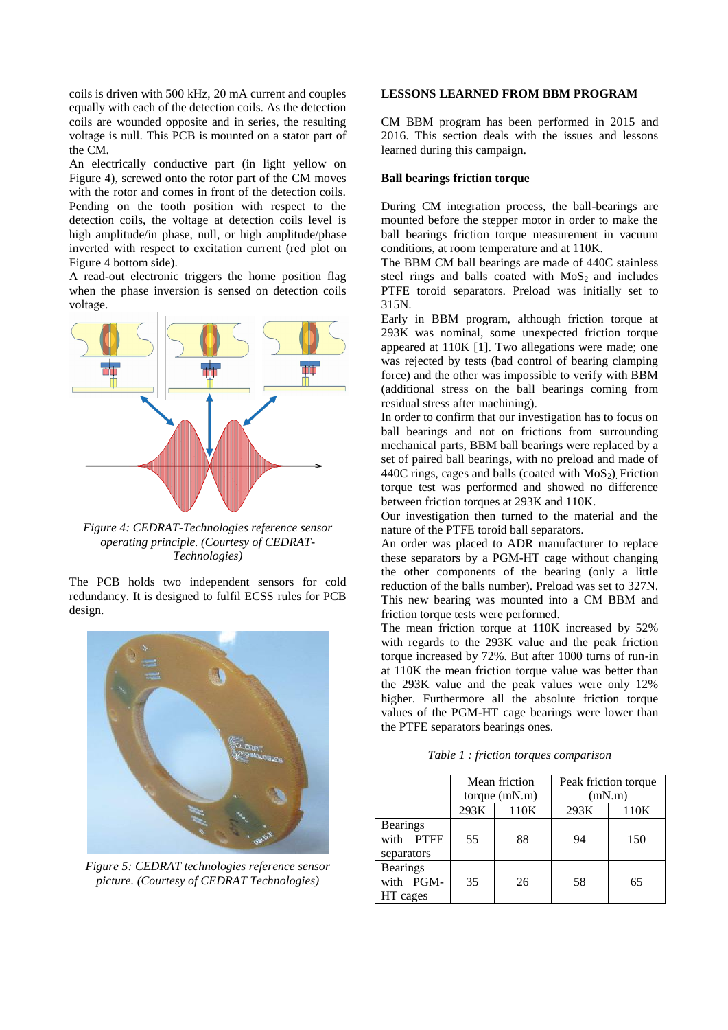coils is driven with 500 kHz, 20 mA current and couples equally with each of the detection coils. As the detection coils are wounded opposite and in series, the resulting voltage is null. This PCB is mounted on a stator part of the CM.

An electrically conductive part (in light yellow on Figure 4), screwed onto the rotor part of the CM moves with the rotor and comes in front of the detection coils. Pending on the tooth position with respect to the detection coils, the voltage at detection coils level is high amplitude/in phase, null, or high amplitude/phase inverted with respect to excitation current (red plot on Figure 4 bottom side).

A read-out electronic triggers the home position flag when the phase inversion is sensed on detection coils voltage.

*Figure 4: CEDRAT-Technologies reference sensor operating principle. (Courtesy of CEDRAT-Technologies)*

The PCB holds two independent sensors for cold redundancy. It is designed to fulfil ECSS rules for PCB design.

*Figure 5: CEDRAT technologies reference sensor picture. (Courtesy of CEDRAT Technologies)*

**LESSONS LEARNED FROM BBM PROGRAM**

CM BBM program has been performed in 2015 and 2016. This section deals with the issues and lessons learned during this campaign.

**Ball bearings friction torque**

During CM integration process, the ball-bearings are mounted before the stepper motor in order to make the ball bearings friction torque measurement in vacuum conditions, at room temperature and at 110K.

The BBM CM ball bearings are made of 440C stainless steel rings and balls coated with $MoS_2$ and includes PTFE toroid separators. Preload was initially set to 315N.

Early in BBM program, although friction torque at 293K was nominal, some unexpected friction torque appeared at 110K [1]. Two allegations were made; one was rejected by tests (bad control of bearing clamping force) and the other was impossible to verify with BBM (additional stress on the ball bearings coming from residual stress after machining).

In order to confirm that our investigation has to focus on ball bearings and not on frictions from surrounding mechanical parts, BBM ball bearings were replaced by a set of paired ball bearings, with no preload and made of 440C rings, cages and balls (coated with $MoS_2$). Friction torque test was performed and showed no difference between friction torques at 293K and 110K.

Our investigation then turned to the material and the nature of the PTFE toroid ball separators.

An order was placed to ADR manufacturer to replace these separators by a PGM-HT cage without changing the other components of the bearing (only a little reduction of the balls number). Preload was set to 327N. This new bearing was mounted into a CM BBM and friction torque tests were performed.

The mean friction torque at 110K increased by 52% with regards to the 293K value and the peak friction torque increased by 72%. But after 1000 turns of run-in at 110K the mean friction torque value was better than the 293K value and the peak values were only 12% higher. Furthermore all the absolute friction torque values of the PGM-HT cage bearings were lower than the PTFE separators bearings ones.

*Table 1 : friction torques comparison*

| | Mean friction torque (mN.m) | | Peak friction torque (mN.m) | |
|---|---|---|---|---|
| | 293K | 110K | 293K | 110K |
| Bearings with PTFE separators | 55 | 88 | 94 | 150 |
| Bearings with PGM-HT cages | 35 | 26 | 58 | 65 |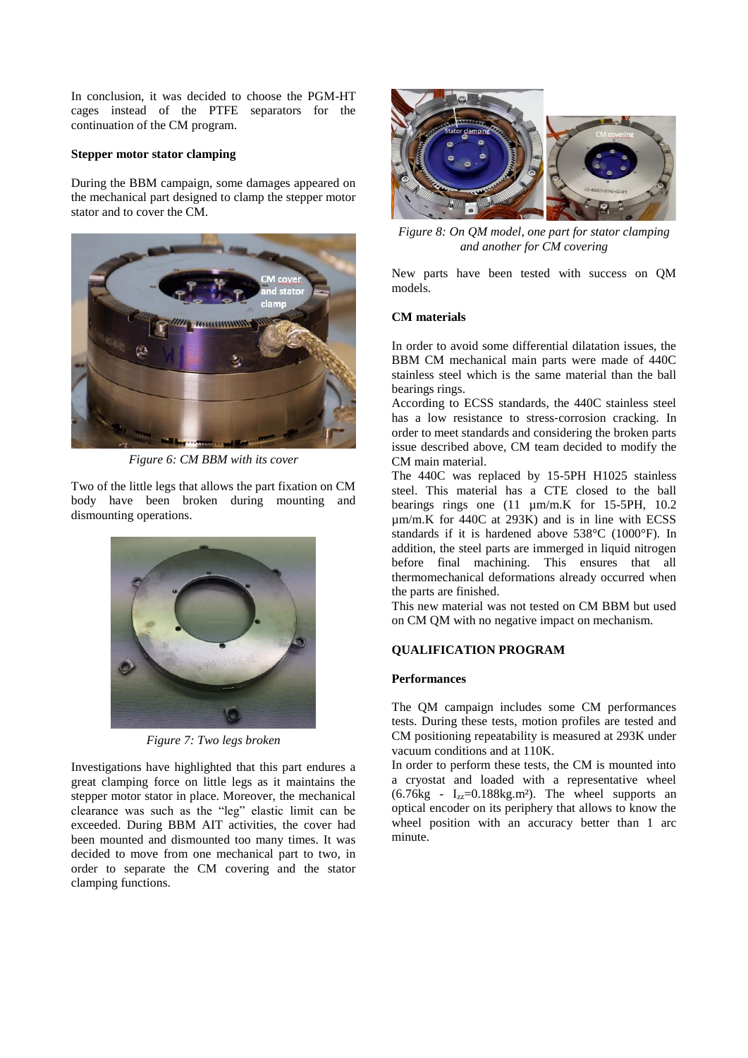In conclusion, it was decided to choose the PGM-HT cages instead of the PTFE separators for the continuation of the CM program.

**Stepper motor stator clamping**

During the BBM campaign, some damages appeared on the mechanical part designed to clamp the stepper motor stator and to cover the CM.

*Figure 6: CM BBM with its cover*

Two of the little legs that allows the part fixation on CM body have been broken during mounting and dismounting operations.

*Figure 7: Two legs broken*

Investigations have highlighted that this part endures a great clamping force on little legs as it maintains the stepper motor stator in place. Moreover, the mechanical clearance was such as the "leg" elastic limit can be exceeded. During BBM AIT activities, the cover had been mounted and dismounted too many times. It was decided to move from one mechanical part to two, in order to separate the CM covering and the stator clamping functions.

*Figure 8: On QM model, one part for stator clamping and another for CM covering*

New parts have been tested with success on QM models.

**CM materials**

In order to avoid some differential dilatation issues, the BBM CM mechanical main parts were made of 440C stainless steel which is the same material than the ball bearings rings.

According to ECSS standards, the 440C stainless steel has a low resistance to stress-corrosion cracking. In order to meet standards and considering the broken parts issue described above, CM team decided to modify the CM main material.

The 440C was replaced by 15-5PH H1025 stainless steel. This material has a CTE closed to the ball bearings rings one (11 µm/m.K for 15-5PH, 10.2 µm/m.K for 440C at 293K) and is in line with ECSS standards if it is hardened above 538°C (1000°F). In addition, the steel parts are immerged in liquid nitrogen before final machining. This ensures that all thermomechanical deformations already occurred when the parts are finished.

This new material was not tested on CM BBM but used on CM QM with no negative impact on mechanism.

## QUALIFICATION PROGRAM

**Performances**

The QM campaign includes some CM performances tests. During these tests, motion profiles are tested and CM positioning repeatability is measured at 293K under vacuum conditions and at 110K.

In order to perform these tests, the CM is mounted into a cryostat and loaded with a representative wheel (6.76kg - $I_{zz}$=0.188kg.m²). The wheel supports an optical encoder on its periphery that allows to know the wheel position with an accuracy better than 1 arc minute.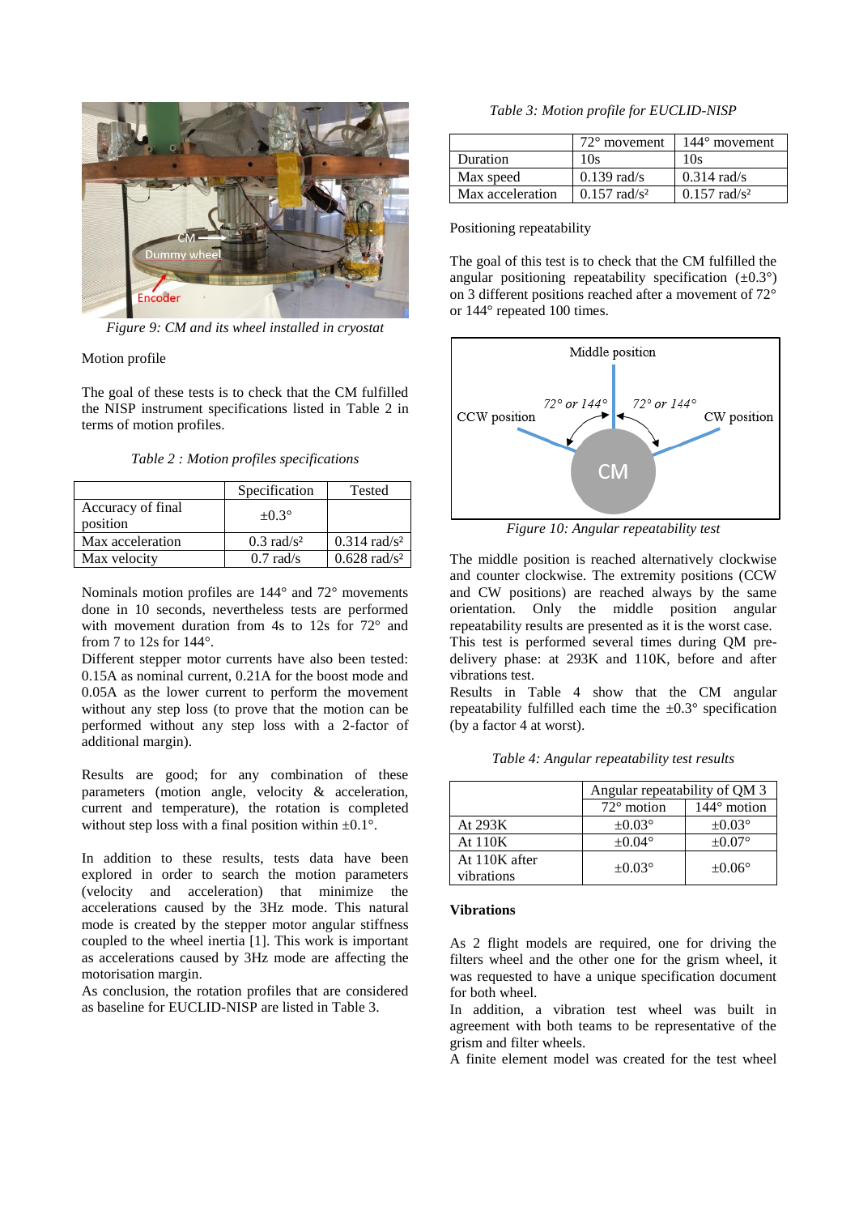*Figure 9: CM and its wheel installed in cryostat*

Motion profile

The goal of these tests is to check that the CM fulfilled the NISP instrument specifications listed in Table 2 in terms of motion profiles.

*Table 2 : Motion profiles specifications*

| | Specification | Tested |
|---|---|---|
| Accuracy of final position | ±0.3° | |
| Max acceleration | 0.3 rad/s² | 0.314 rad/s² |
| Max velocity | 0.7 rad/s | 0.628 rad/s² |

Nominals motion profiles are 144° and 72° movements done in 10 seconds, nevertheless tests are performed with movement duration from 4s to 12s for 72° and from 7 to 12s for 144°.
Different stepper motor currents have also been tested: 0.15A as nominal current, 0.21A for the boost mode and 0.05A as the lower current to perform the movement without any step loss (to prove that the motion can be performed without any step loss with a 2-factor of additional margin).

Results are good; for any combination of these parameters (motion angle, velocity & acceleration, current and temperature), the rotation is completed without step loss with a final position within ±0.1°.

In addition to these results, tests data have been explored in order to search the motion parameters (velocity and acceleration) that minimize the accelerations caused by the 3Hz mode. This natural mode is created by the stepper motor angular stiffness coupled to the wheel inertia [1]. This work is important as accelerations caused by 3Hz mode are affecting the motorisation margin.
As conclusion, the rotation profiles that are considered as baseline for EUCLID-NISP are listed in Table 3.

*Table 3: Motion profile for EUCLID-NISP*

| | 72° movement | 144° movement |
|---|---|---|
| Duration | 10s | 10s |
| Max speed | 0.139 rad/s | 0.314 rad/s |
| Max acceleration | 0.157 rad/s² | 0.157 rad/s² |

Positioning repeatability

The goal of this test is to check that the CM fulfilled the angular positioning repeatability specification (±0.3°) on 3 different positions reached after a movement of 72° or 144° repeated 100 times.

*Figure 10: Angular repeatability test*

The middle position is reached alternatively clockwise and counter clockwise. The extremity positions (CCW and CW positions) are reached always by the same orientation. Only the middle position angular repeatability results are presented as it is the worst case.
This test is performed several times during QM pre-delivery phase: at 293K and 110K, before and after vibrations test.
Results in Table 4 show that the CM angular repeatability fulfilled each time the ±0.3° specification (by a factor 4 at worst).

*Table 4: Angular repeatability test results*

| | Angular repeatability of QM 3 | |
|---|---|---|
| | 72° motion | 144° motion |
| At 293K | ±0.03° | ±0.03° |
| At 110K | ±0.04° | ±0.07° |
| At 110K after vibrations | ±0.03° | ±0.06° |

**Vibrations**

As 2 flight models are required, one for driving the filters wheel and the other one for the grism wheel, it was requested to have a unique specification document for both wheel.
In addition, a vibration test wheel was built in agreement with both teams to be representative of the grism and filter wheels.
A finite element model was created for the test wheel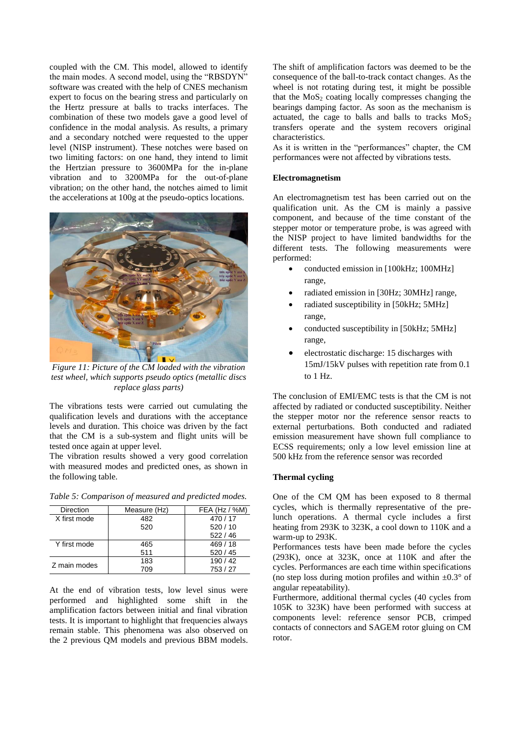coupled with the CM. This model, allowed to identify the main modes. A second model, using the "RBSDYN" software was created with the help of CNES mechanism expert to focus on the bearing stress and particularly on the Hertz pressure at balls to tracks interfaces. The combination of these two models gave a good level of confidence in the modal analysis. As results, a primary and a secondary notched were requested to the upper level (NISP instrument). These notches were based on two limiting factors: on one hand, they intend to limit the Hertzian pressure to 3600MPa for the in-plane vibration and to 3200MPa for the out-of-plane vibration; on the other hand, the notches aimed to limit the accelerations at 100g at the pseudo-optics locations.

*Figure 11: Picture of the CM loaded with the vibration test wheel, which supports pseudo optics (metallic discs replace glass parts)*

The vibrations tests were carried out cumulating the qualification levels and durations with the acceptance levels and duration. This choice was driven by the fact that the CM is a sub-system and flight units will be tested once again at upper level.

The vibration results showed a very good correlation with measured modes and predicted ones, as shown in the following table.

*Table 5: Comparison of measured and predicted modes.*

| Direction | Measure (Hz) | FEA (Hz / %M) |
|---|---|---|
| X first mode | 482 | 470 / 17 |
| | 520 | 520 / 10 |
| | | 522 / 46 |
| Y first mode | 465 | 469 / 18 |
| | 511 | 520 / 45 |
| Z main modes | 183 | 190 / 42 |
| | 709 | 753 / 27 |

At the end of vibration tests, low level sinus were performed and highlighted some shift in the amplification factors between initial and final vibration tests. It is important to highlight that frequencies always remain stable. This phenomena was also observed on the 2 previous QM models and previous BBM models. The shift of amplification factors was deemed to be the consequence of the ball-to-track contact changes. As the wheel is not rotating during test, it might be possible that the $MoS_2$ coating locally compresses changing the bearings damping factor. As soon as the mechanism is actuated, the cage to balls and balls to tracks $MoS_2$ transfers operate and the system recovers original characteristics.

As it is written in the "performances" chapter, the CM performances were not affected by vibrations tests.

**Electromagnetism**

An electromagnetism test has been carried out on the qualification unit. As the CM is mainly a passive component, and because of the time constant of the stepper motor or temperature probe, is was agreed with the NISP project to have limited bandwidths for the different tests. The following measurements were performed:

- conducted emission in [100kHz; 100MHz] range,
- radiated emission in [30Hz; 30MHz] range,
- radiated susceptibility in [50kHz; 5MHz] range,
- conducted susceptibility in [50kHz; 5MHz] range,
- electrostatic discharge: 15 discharges with 15mJ/15kV pulses with repetition rate from 0.1 to 1 Hz.

The conclusion of EMI/EMC tests is that the CM is not affected by radiated or conducted susceptibility. Neither the stepper motor nor the reference sensor reacts to external perturbations. Both conducted and radiated emission measurement have shown full compliance to ECSS requirements; only a low level emission line at 500 kHz from the reference sensor was recorded

**Thermal cycling**

One of the CM QM has been exposed to 8 thermal cycles, which is thermally representative of the pre-lunch operations. A thermal cycle includes a first heating from 293K to 323K, a cool down to 110K and a warm-up to 293K.

Performances tests have been made before the cycles (293K), once at 323K, once at 110K and after the cycles. Performances are each time within specifications (no step loss during motion profiles and within ±0.3° of angular repeatability).

Furthermore, additional thermal cycles (40 cycles from 105K to 323K) have been performed with success at components level: reference sensor PCB, crimped contacts of connectors and SAGEM rotor gluing on CM rotor.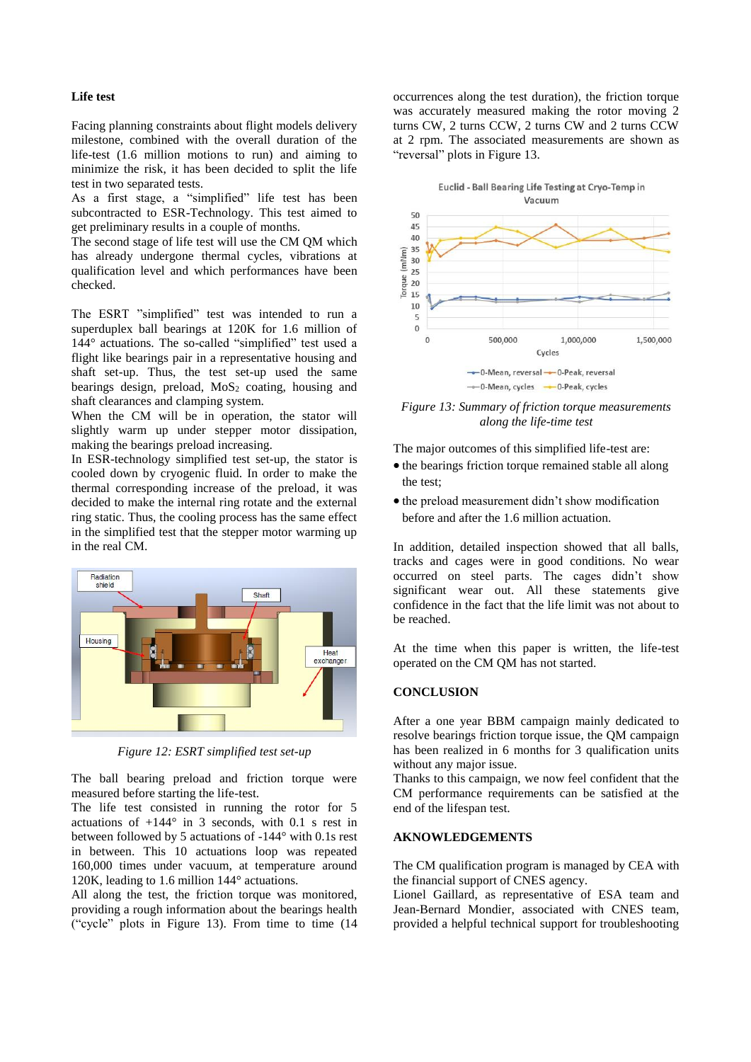### Life test

Facing planning constraints about flight models delivery milestone, combined with the overall duration of the life-test (1.6 million motions to run) and aiming to minimize the risk, it has been decided to split the life test in two separated tests.

As a first stage, a "simplified" life test has been subcontracted to ESR-Technology. This test aimed to get preliminary results in a couple of months.

The second stage of life test will use the CM QM which has already undergone thermal cycles, vibrations at qualification level and which performances have been checked.

The ESRT "simplified" test was intended to run a superduplex ball bearings at 120K for 1.6 million of 144° actuations. The so-called "simplified" test used a flight like bearings pair in a representative housing and shaft set-up. Thus, the test set-up used the same bearings design, preload, $MoS_2$ coating, housing and shaft clearances and clamping system.

When the CM will be in operation, the stator will slightly warm up under stepper motor dissipation, making the bearings preload increasing.

In ESR-technology simplified test set-up, the stator is cooled down by cryogenic fluid. In order to make the thermal corresponding increase of the preload, it was decided to make the internal ring rotate and the external ring static. Thus, the cooling process has the same effect in the simplified test that the stepper motor warming up in the real CM.

*Figure 12: ESRT simplified test set-up*

The ball bearing preload and friction torque were measured before starting the life-test.

The life test consisted in running the rotor for 5 actuations of +144° in 3 seconds, with 0.1 s rest in between followed by 5 actuations of -144° with 0.1s rest in between. This 10 actuations loop was repeated 160,000 times under vacuum, at temperature around 120K, leading to 1.6 million 144° actuations.

All along the test, the friction torque was monitored, providing a rough information about the bearings health ("cycle" plots in Figure 13). From time to time (14 occurrences along the test duration), the friction torque was accurately measured making the rotor moving 2 turns CW, 2 turns CCW, 2 turns CW and 2 turns CCW at 2 rpm. The associated measurements are shown as "reversal" plots in Figure 13.

*Figure 13: Summary of friction torque measurements along the life-time test*

The major outcomes of this simplified life-test are:

- the bearings friction torque remained stable all along the test;
- the preload measurement didn't show modification before and after the 1.6 million actuation.

In addition, detailed inspection showed that all balls, tracks and cages were in good conditions. No wear occurred on steel parts. The cages didn't show significant wear out. All these statements give confidence in the fact that the life limit was not about to be reached.

At the time when this paper is written, the life-test operated on the CM QM has not started.

### CONCLUSION

After a one year BBM campaign mainly dedicated to resolve bearings friction torque issue, the QM campaign has been realized in 6 months for 3 qualification units without any major issue.

Thanks to this campaign, we now feel confident that the CM performance requirements can be satisfied at the end of the lifespan test.

### AKNOWLEDGEMENTS

The CM qualification program is managed by CEA with the financial support of CNES agency.

Lionel Gaillard, as representative of ESA team and Jean-Bernard Mondier, associated with CNES team, provided a helpful technical support for troubleshooting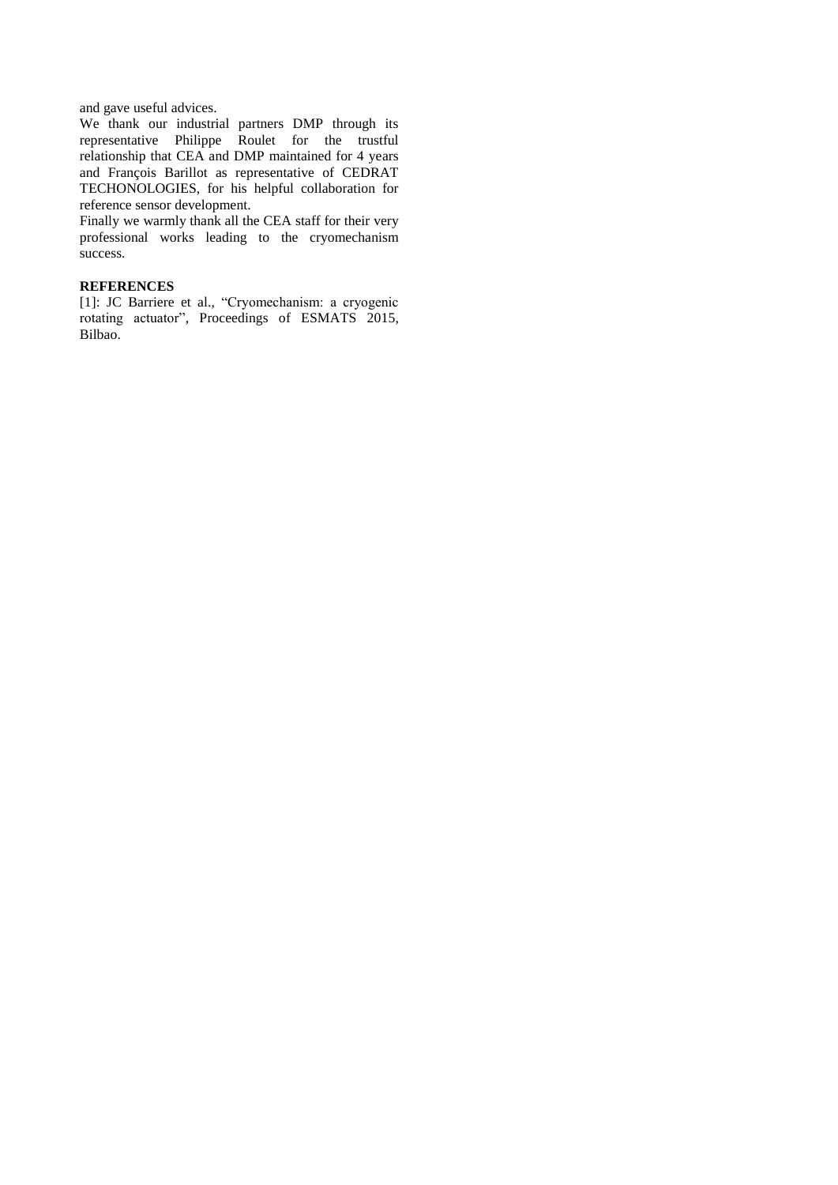and gave useful advices.

We thank our industrial partners DMP through its representative Philippe Roulet for the trustful relationship that CEA and DMP maintained for 4 years and François Barillot as representative of CEDRAT TECHONOLOGIES, for his helpful collaboration for reference sensor development.

Finally we warmly thank all the CEA staff for their very professional works leading to the cryomechanism success.

**REFERENCES**

[1]: JC Barriere et al., "Cryomechanism: a cryogenic rotating actuator", Proceedings of ESMATS 2015, Bilbao.